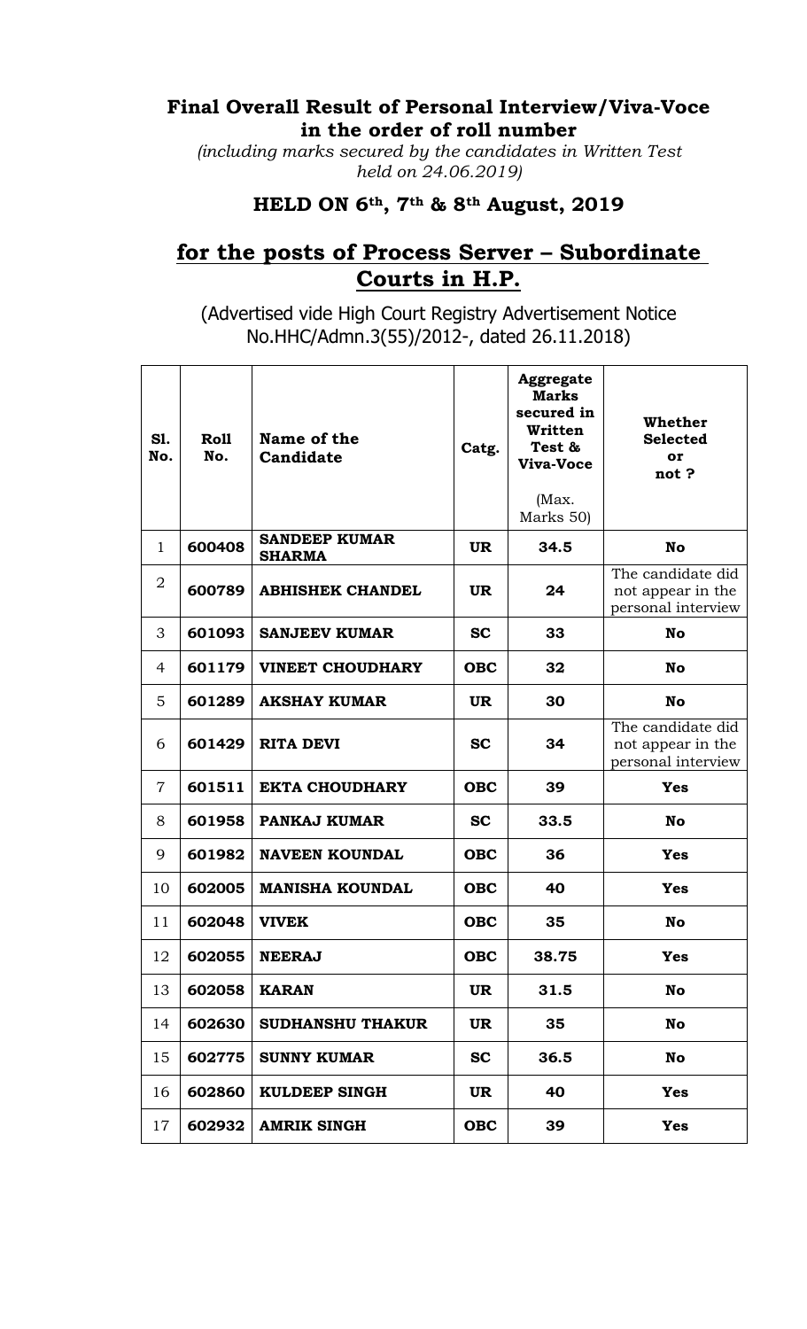## Final Overall Result of Personal Interview/Viva-Voce in the order of roll number

*(including marks secured by the candidates in Written Test held on 24.06.2019)*

### HELD ON 6th, 7th & 8th August, 2019

## for the posts of Process Server – Subordinate Courts in H.P.

(Advertised vide High Court Registry Advertisement Notice No.HHC/Admn.3(55)/2012-, dated 26.11.2018)

| Sl. No. | Roll No. | Name of the Candidate | Catg. | Aggregate Marks secured in Written Test & Viva-Voce (Max. Marks 50) | Whether Selected or not ? |
|---|---|---|---|---|---|
| 1 | **600408** | **SANDEEP KUMAR SHARMA** | **UR** | **34.5** | **No** |
| 2 | **600789** | **ABHISHEK CHANDEL** | **UR** | **24** | The candidate did not appear in the personal interview |
| 3 | **601093** | **SANJEEV KUMAR** | **SC** | **33** | **No** |
| 4 | **601179** | **VINEET CHOUDHARY** | **OBC** | **32** | **No** |
| 5 | **601289** | **AKSHAY KUMAR** | **UR** | **30** | **No** |
| 6 | **601429** | **RITA DEVI** | **SC** | **34** | The candidate did not appear in the personal interview |
| 7 | **601511** | **EKTA CHOUDHARY** | **OBC** | **39** | **Yes** |
| 8 | **601958** | **PANKAJ KUMAR** | **SC** | **33.5** | **No** |
| 9 | **601982** | **NAVEEN KOUNDAL** | **OBC** | **36** | **Yes** |
| 10 | **602005** | **MANISHA KOUNDAL** | **OBC** | **40** | **Yes** |
| 11 | **602048** | **VIVEK** | **OBC** | **35** | **No** |
| 12 | **602055** | **NEERAJ** | **OBC** | **38.75** | **Yes** |
| 13 | **602058** | **KARAN** | **UR** | **31.5** | **No** |
| 14 | **602630** | **SUDHANSHU THAKUR** | **UR** | **35** | **No** |
| 15 | **602775** | **SUNNY KUMAR** | **SC** | **36.5** | **No** |
| 16 | **602860** | **KULDEEP SINGH** | **UR** | **40** | **Yes** |
| 17 | **602932** | **AMRIK SINGH** | **OBC** | **39** | **Yes** |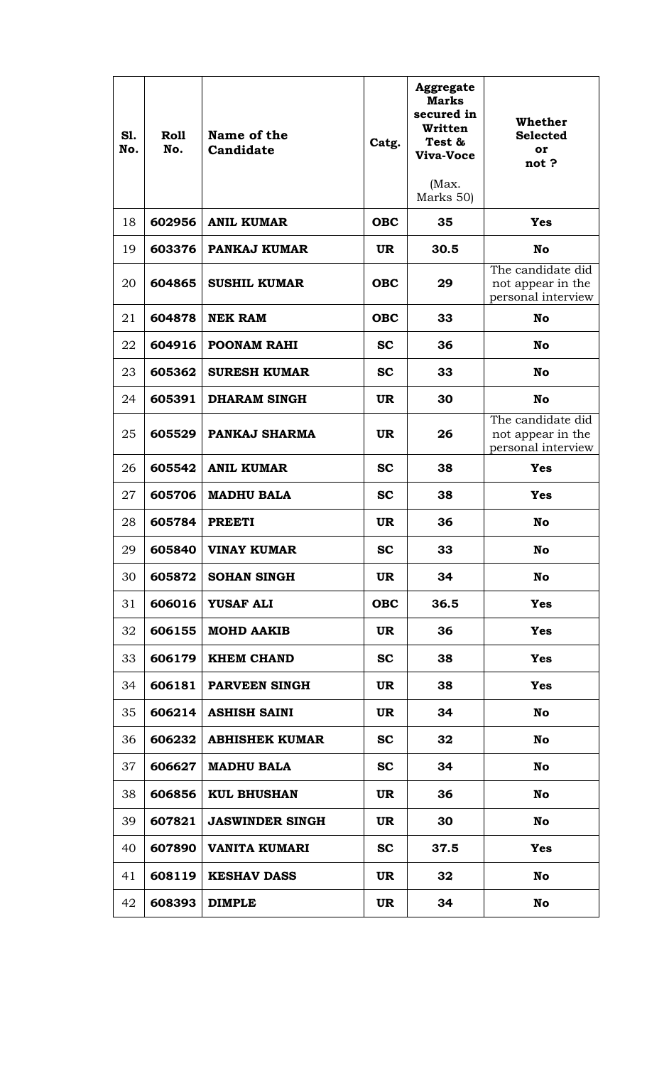| Sl. No. | Roll No. | Name of the Candidate | Catg. | Aggregate Marks secured in Written Test & Viva-Voce (Max. Marks 50) | Whether Selected or not ? |
|---|---|---|---|---|---|
| 18 | **602956** | **ANIL KUMAR** | **OBC** | **35** | **Yes** |
| 19 | **603376** | **PANKAJ KUMAR** | **UR** | **30.5** | **No** |
| 20 | **604865** | **SUSHIL KUMAR** | **OBC** | **29** | The candidate did not appear in the personal interview |
| 21 | **604878** | **NEK RAM** | **OBC** | **33** | **No** |
| 22 | **604916** | **POONAM RAHI** | **SC** | **36** | **No** |
| 23 | **605362** | **SURESH KUMAR** | **SC** | **33** | **No** |
| 24 | **605391** | **DHARAM SINGH** | **UR** | **30** | **No** |
| 25 | **605529** | **PANKAJ SHARMA** | **UR** | **26** | The candidate did not appear in the personal interview |
| 26 | **605542** | **ANIL KUMAR** | **SC** | **38** | **Yes** |
| 27 | **605706** | **MADHU BALA** | **SC** | **38** | **Yes** |
| 28 | **605784** | **PREETI** | **UR** | **36** | **No** |
| 29 | **605840** | **VINAY KUMAR** | **SC** | **33** | **No** |
| 30 | **605872** | **SOHAN SINGH** | **UR** | **34** | **No** |
| 31 | **606016** | **YUSAF ALI** | **OBC** | **36.5** | **Yes** |
| 32 | **606155** | **MOHD AAKIB** | **UR** | **36** | **Yes** |
| 33 | **606179** | **KHEM CHAND** | **SC** | **38** | **Yes** |
| 34 | **606181** | **PARVEEN SINGH** | **UR** | **38** | **Yes** |
| 35 | **606214** | **ASHISH SAINI** | **UR** | **34** | **No** |
| 36 | **606232** | **ABHISHEK KUMAR** | **SC** | **32** | **No** |
| 37 | **606627** | **MADHU BALA** | **SC** | **34** | **No** |
| 38 | **606856** | **KUL BHUSHAN** | **UR** | **36** | **No** |
| 39 | **607821** | **JASWINDER SINGH** | **UR** | **30** | **No** |
| 40 | **607890** | **VANITA KUMARI** | **SC** | **37.5** | **Yes** |
| 41 | **608119** | **KESHAV DASS** | **UR** | **32** | **No** |
| 42 | **608393** | **DIMPLE** | **UR** | **34** | **No** |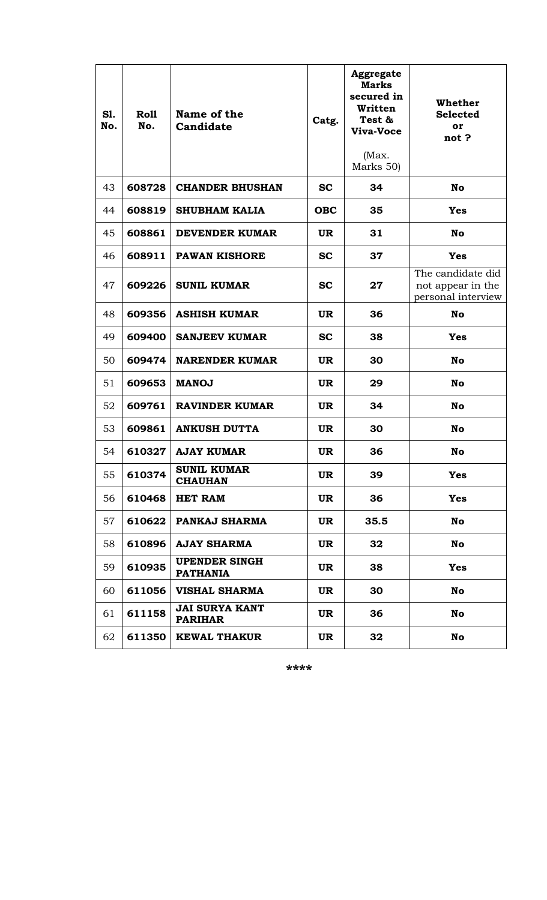| Sl. No. | Roll No. | Name of the Candidate | Catg. | Aggregate Marks secured in Written Test & Viva-Voce (Max. Marks 50) | Whether Selected or not ? |
|---|---|---|---|---|---|
| 43 | **608728** | **CHANDER BHUSHAN** | **SC** | **34** | **No** |
| 44 | **608819** | **SHUBHAM KALIA** | **OBC** | **35** | **Yes** |
| 45 | **608861** | **DEVENDER KUMAR** | **UR** | **31** | **No** |
| 46 | **608911** | **PAWAN KISHORE** | **SC** | **37** | **Yes** |
| 47 | **609226** | **SUNIL KUMAR** | **SC** | **27** | The candidate did not appear in the personal interview |
| 48 | **609356** | **ASHISH KUMAR** | **UR** | **36** | **No** |
| 49 | **609400** | **SANJEEV KUMAR** | **SC** | **38** | **Yes** |
| 50 | **609474** | **NARENDER KUMAR** | **UR** | **30** | **No** |
| 51 | **609653** | **MANOJ** | **UR** | **29** | **No** |
| 52 | **609761** | **RAVINDER KUMAR** | **UR** | **34** | **No** |
| 53 | **609861** | **ANKUSH DUTTA** | **UR** | **30** | **No** |
| 54 | **610327** | **AJAY KUMAR** | **UR** | **36** | **No** |
| 55 | **610374** | **SUNIL KUMAR CHAUHAN** | **UR** | **39** | **Yes** |
| 56 | **610468** | **HET RAM** | **UR** | **36** | **Yes** |
| 57 | **610622** | **PANKAJ SHARMA** | **UR** | **35.5** | **No** |
| 58 | **610896** | **AJAY SHARMA** | **UR** | **32** | **No** |
| 59 | **610935** | **UPENDER SINGH PATHANIA** | **UR** | **38** | **Yes** |
| 60 | **611056** | **VISHAL SHARMA** | **UR** | **30** | **No** |
| 61 | **611158** | **JAI SURYA KANT PARIHAR** | **UR** | **36** | **No** |
| 62 | **611350** | **KEWAL THAKUR** | **UR** | **32** | **No** |

**\*\*\*\***